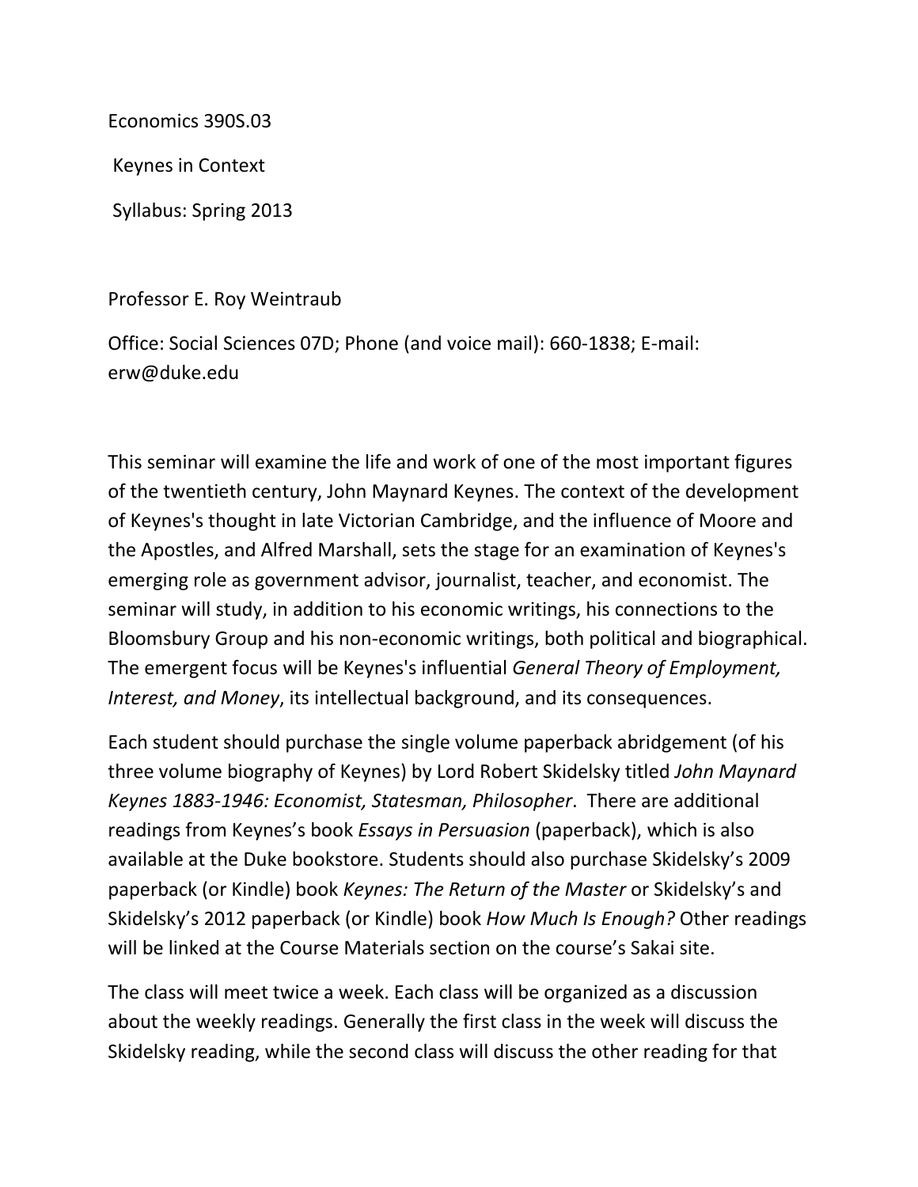Economics 390S.03

Keynes in Context

Syllabus: Spring 2013

Professor E. Roy Weintraub

Office: Social Sciences 07D; Phone (and voice mail): 660-1838; E-mail: erw@duke.edu

This seminar will examine the life and work of one of the most important figures of the twentieth century, John Maynard Keynes. The context of the development of Keynes's thought in late Victorian Cambridge, and the influence of Moore and the Apostles, and Alfred Marshall, sets the stage for an examination of Keynes's emerging role as government advisor, journalist, teacher, and economist. The seminar will study, in addition to his economic writings, his connections to the Bloomsbury Group and his non-economic writings, both political and biographical. The emergent focus will be Keynes's influential *General Theory of Employment, Interest, and Money*, its intellectual background, and its consequences.

Each student should purchase the single volume paperback abridgement (of his three volume biography of Keynes) by Lord Robert Skidelsky titled *John Maynard Keynes 1883-1946: Economist, Statesman, Philosopher*. There are additional readings from Keynes's book *Essays in Persuasion* (paperback), which is also available at the Duke bookstore. Students should also purchase Skidelsky's 2009 paperback (or Kindle) book *Keynes: The Return of the Master* or Skidelsky's and Skidelsky's 2012 paperback (or Kindle) book *How Much Is Enough?* Other readings will be linked at the Course Materials section on the course's Sakai site.

The class will meet twice a week. Each class will be organized as a discussion about the weekly readings. Generally the first class in the week will discuss the Skidelsky reading, while the second class will discuss the other reading for that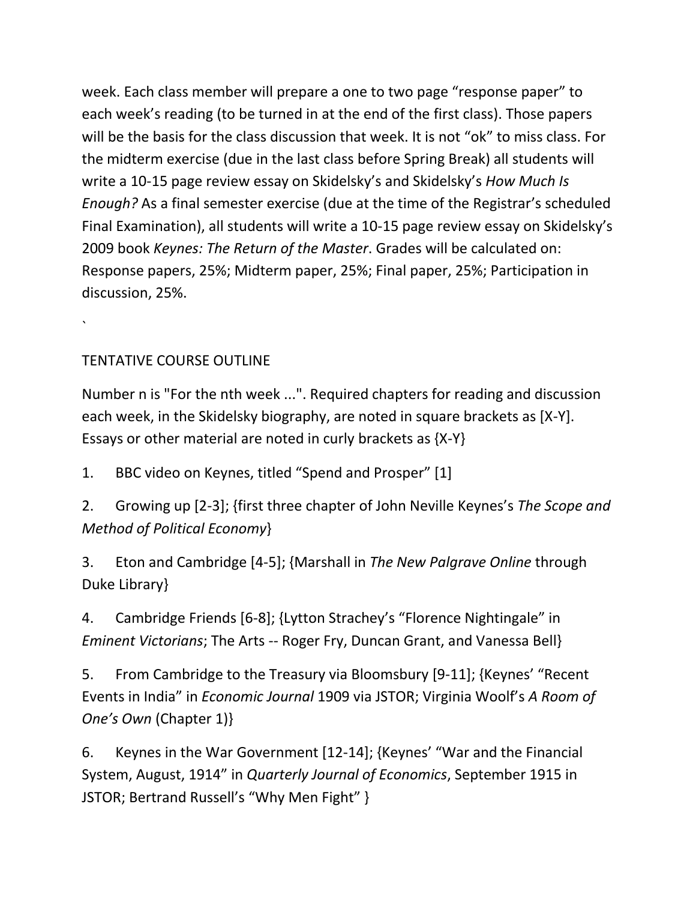week. Each class member will prepare a one to two page "response paper" to each week's reading (to be turned in at the end of the first class). Those papers will be the basis for the class discussion that week. It is not "ok" to miss class. For the midterm exercise (due in the last class before Spring Break) all students will write a 10-15 page review essay on Skidelsky's and Skidelsky's *How Much Is Enough?* As a final semester exercise (due at the time of the Registrar's scheduled Final Examination), all students will write a 10-15 page review essay on Skidelsky's 2009 book *Keynes: The Return of the Master*. Grades will be calculated on: Response papers, 25%; Midterm paper, 25%; Final paper, 25%; Participation in discussion, 25%.

`

TENTATIVE COURSE OUTLINE

Number n is "For the nth week ...". Required chapters for reading and discussion each week, in the Skidelsky biography, are noted in square brackets as [X-Y]. Essays or other material are noted in curly brackets as {X-Y}

1. BBC video on Keynes, titled "Spend and Prosper" [1]

2. Growing up [2-3]; {first three chapter of John Neville Keynes's *The Scope and Method of Political Economy*}

3. Eton and Cambridge [4-5]; {Marshall in *The New Palgrave Online* through Duke Library}

4. Cambridge Friends [6-8]; {Lytton Strachey's "Florence Nightingale" in *Eminent Victorians*; The Arts -- Roger Fry, Duncan Grant, and Vanessa Bell}

5. From Cambridge to the Treasury via Bloomsbury [9-11]; {Keynes' "Recent Events in India" in *Economic Journal* 1909 via JSTOR; Virginia Woolf's *A Room of One's Own* (Chapter 1)}

6. Keynes in the War Government [12-14]; {Keynes' "War and the Financial System, August, 1914" in *Quarterly Journal of Economics*, September 1915 in JSTOR; Bertrand Russell's "Why Men Fight" }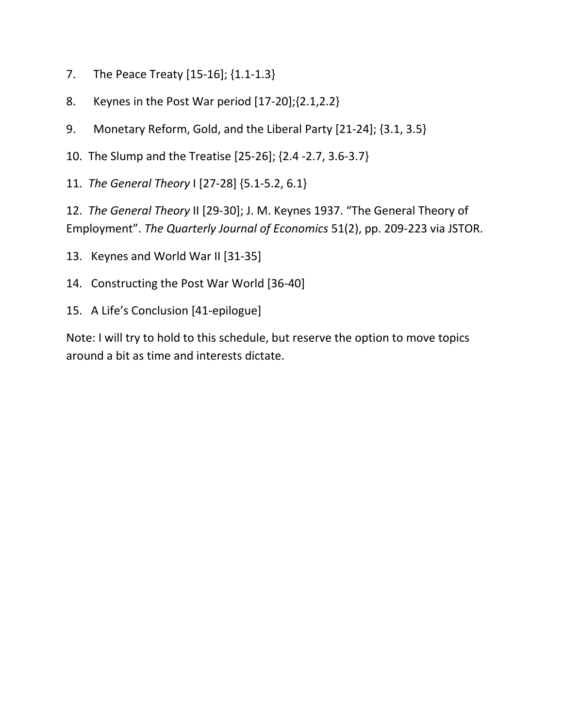7. The Peace Treaty [15-16]; {1.1-1.3}

8. Keynes in the Post War period [17-20];{2.1,2.2}

9. Monetary Reform, Gold, and the Liberal Party [21-24]; {3.1, 3.5}

10. The Slump and the Treatise [25-26]; {2.4 -2.7, 3.6-3.7}

11. *The General Theory* I [27-28] {5.1-5.2, 6.1}

12. *The General Theory* II [29-30]; J. M. Keynes 1937. "The General Theory of Employment". *The Quarterly Journal of Economics* 51(2), pp. 209-223 via JSTOR.

13. Keynes and World War II [31-35]

14. Constructing the Post War World [36-40]

15. A Life's Conclusion [41-epilogue]

Note: I will try to hold to this schedule, but reserve the option to move topics around a bit as time and interests dictate.